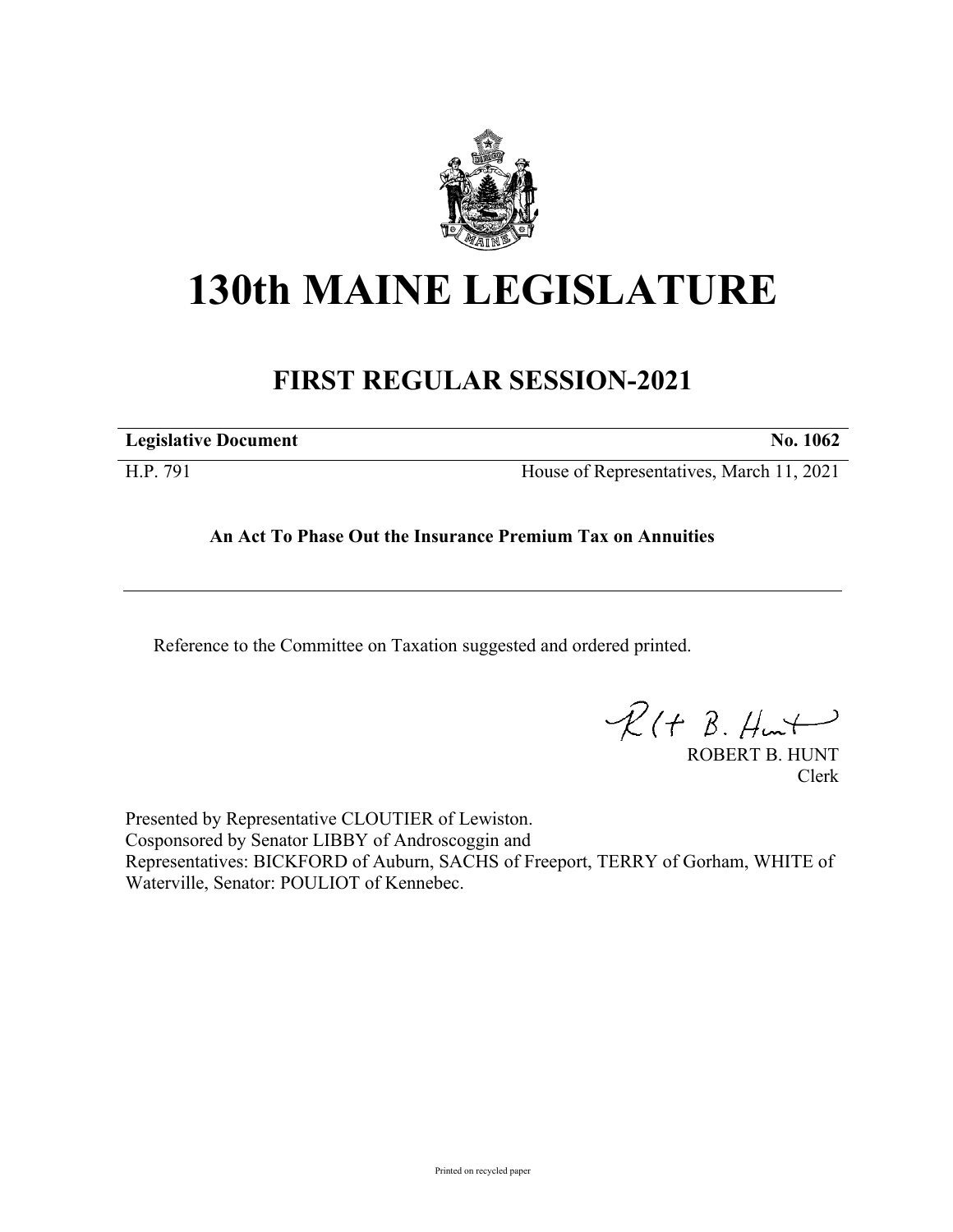# 130th MAINE LEGISLATURE

## FIRST REGULAR SESSION-2021

**Legislative Document** **No. 1062**

H.P. 791 House of Representatives, March 11, 2021

**An Act To Phase Out the Insurance Premium Tax on Annuities**

---

Reference to the Committee on Taxation suggested and ordered printed.

ROBERT B. HUNT
Clerk

Presented by Representative CLOUTIER of Lewiston.
Cosponsored by Senator LIBBY of Androscoggin and
Representatives: BICKFORD of Auburn, SACHS of Freeport, TERRY of Gorham, WHITE of Waterville, Senator: POULIOT of Kennebec.

Printed on recycled paper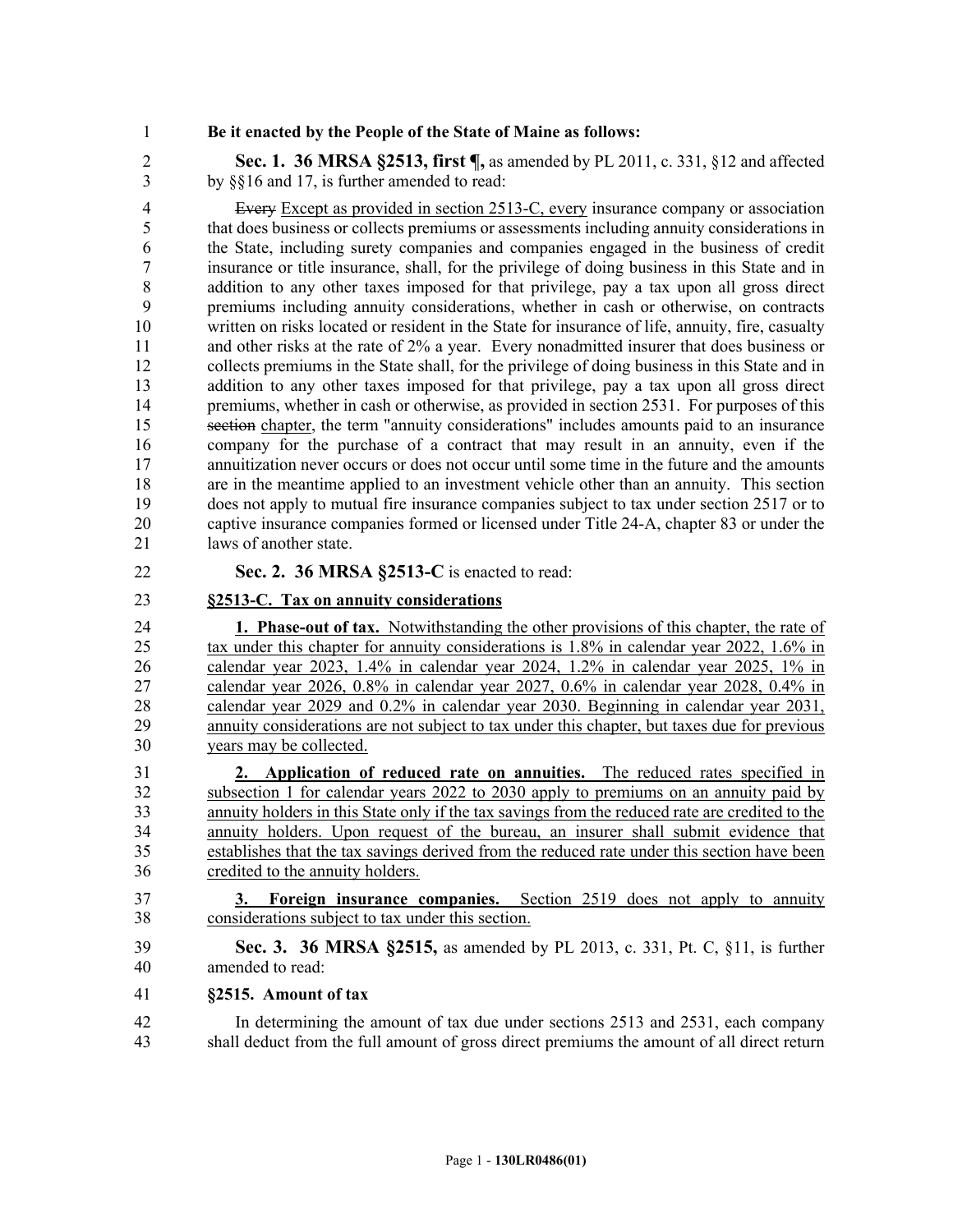**Be it enacted by the People of the State of Maine as follows:**

**Sec. 1. 36 MRSA §2513, first ¶,** as amended by PL 2011, c. 331, §12 and affected by §§16 and 17, is further amended to read:

~~Every~~ Except as provided in section 2513-C, every insurance company or association that does business or collects premiums or assessments including annuity considerations in the State, including surety companies and companies engaged in the business of credit insurance or title insurance, shall, for the privilege of doing business in this State and in addition to any other taxes imposed for that privilege, pay a tax upon all gross direct premiums including annuity considerations, whether in cash or otherwise, on contracts written on risks located or resident in the State for insurance of life, annuity, fire, casualty and other risks at the rate of 2% a year. Every nonadmitted insurer that does business or collects premiums in the State shall, for the privilege of doing business in this State and in addition to any other taxes imposed for that privilege, pay a tax upon all gross direct premiums, whether in cash or otherwise, as provided in section 2531. For purposes of this ~~section~~ chapter, the term "annuity considerations" includes amounts paid to an insurance company for the purchase of a contract that may result in an annuity, even if the annuitization never occurs or does not occur until some time in the future and the amounts are in the meantime applied to an investment vehicle other than an annuity. This section does not apply to mutual fire insurance companies subject to tax under section 2517 or to captive insurance companies formed or licensed under Title 24-A, chapter 83 or under the laws of another state.

**Sec. 2. 36 MRSA §2513-C** is enacted to read:

**§2513-C. Tax on annuity considerations**

**1. Phase-out of tax.** Notwithstanding the other provisions of this chapter, the rate of tax under this chapter for annuity considerations is 1.8% in calendar year 2022, 1.6% in calendar year 2023, 1.4% in calendar year 2024, 1.2% in calendar year 2025, 1% in calendar year 2026, 0.8% in calendar year 2027, 0.6% in calendar year 2028, 0.4% in calendar year 2029 and 0.2% in calendar year 2030. Beginning in calendar year 2031, annuity considerations are not subject to tax under this chapter, but taxes due for previous years may be collected.

**2. Application of reduced rate on annuities.** The reduced rates specified in subsection 1 for calendar years 2022 to 2030 apply to premiums on an annuity paid by annuity holders in this State only if the tax savings from the reduced rate are credited to the annuity holders. Upon request of the bureau, an insurer shall submit evidence that establishes that the tax savings derived from the reduced rate under this section have been credited to the annuity holders.

**3. Foreign insurance companies.** Section 2519 does not apply to annuity considerations subject to tax under this section.

**Sec. 3. 36 MRSA §2515,** as amended by PL 2013, c. 331, Pt. C, §11, is further amended to read:

**§2515. Amount of tax**

In determining the amount of tax due under sections 2513 and 2531, each company shall deduct from the full amount of gross direct premiums the amount of all direct return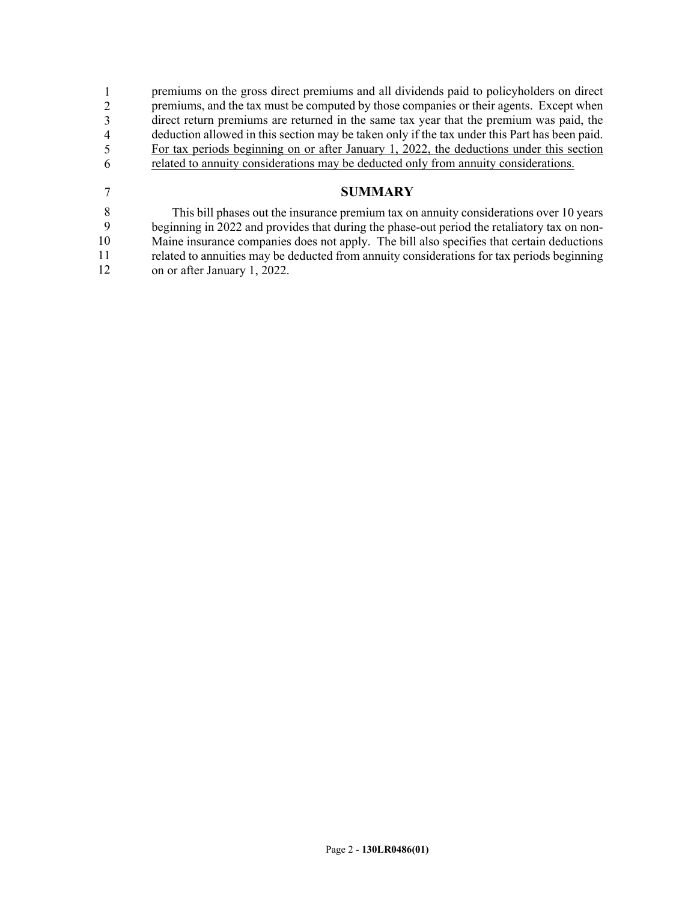premiums on the gross direct premiums and all dividends paid to policyholders on direct premiums, and the tax must be computed by those companies or their agents. Except when direct return premiums are returned in the same tax year that the premium was paid, the deduction allowed in this section may be taken only if the tax under this Part has been paid. For tax periods beginning on or after January 1, 2022, the deductions under this section related to annuity considerations may be deducted only from annuity considerations.

## SUMMARY

This bill phases out the insurance premium tax on annuity considerations over 10 years beginning in 2022 and provides that during the phase-out period the retaliatory tax on non-Maine insurance companies does not apply. The bill also specifies that certain deductions related to annuities may be deducted from annuity considerations for tax periods beginning on or after January 1, 2022.